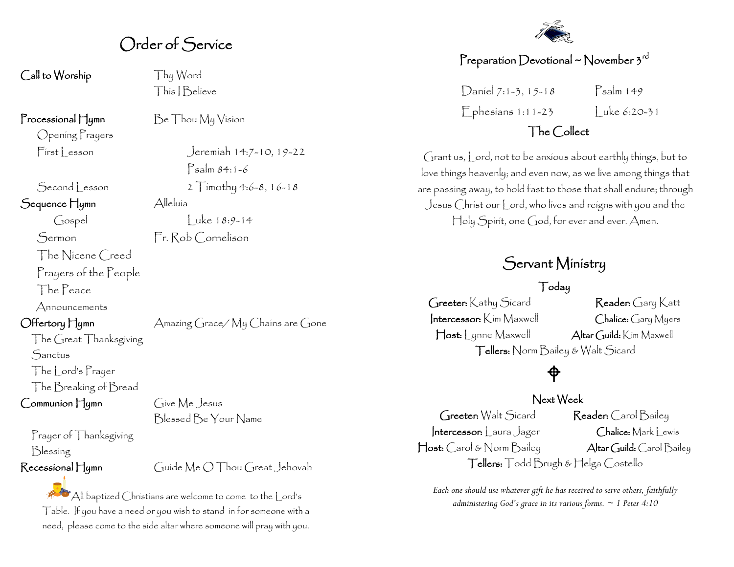# Order of Service

**Call to Worship** — Thy Word / This I Believe

**Processional Hymn** — Be Thou My Vision

Opening Prayers

First Lesson — Jeremiah 14:7-10, 19-22

Psalm 84:1-6

Second Lesson — 2 Timothy 4:6-8, 16-18

**Sequence Hymn** — Alleluia

Gospel — Luke 18:9-14

Sermon — Fr. Rob Cornelison

The Nicene Creed

Prayers of the People

The Peace

Announcements

**Offertory Hymn** — Amazing Grace/ My Chains are Gone

The Great Thanksgiving

Sanctus

The Lord's Prayer

The Breaking of Bread

**Communion Hymn** — Give Me Jesus / Blessed Be Your Name

Prayer of Thanksgiving

Blessing

**Recessional Hymn** — Guide Me O Thou Great Jehovah

All baptized Christians are welcome to come to the Lord's Table. If you have a need or you wish to stand in for someone with a need, please come to the side altar where someone will pray with you.

## Preparation Devotional ~ November 3rd

Daniel 7:1-3, 15-18 — Psalm 149

Ephesians 1:11-23 — Luke 6:20-31

### The Collect

Grant us, Lord, not to be anxious about earthly things, but to love things heavenly; and even now, as we live among things that are passing away, to hold fast to those that shall endure; through Jesus Christ our Lord, who lives and reigns with you and the Holy Spirit, one God, for ever and ever. Amen.

## Servant Ministry

### Today

**Greeter:** Kathy Sicard — **Reader:** Gary Katt

**Intercessor:** Kim Maxwell — **Chalice:** Gary Myers

**Host:** Lynne Maxwell — **Altar Guild:** Kim Maxwell

**Tellers:** Norm Bailey & Walt Sicard

### Next Week

**Greeter:** Walt Sicard — **Reader:** Carol Bailey

**Intercessor:** Laura Jager — **Chalice:** Mark Lewis

**Host:** Carol & Norm Bailey — **Altar Guild:** Carol Bailey

**Tellers:** Todd Brugh & Helga Costello

*Each one should use whatever gift he has received to serve others, faithfully administering God's grace in its various forms. ~ 1 Peter 4:10*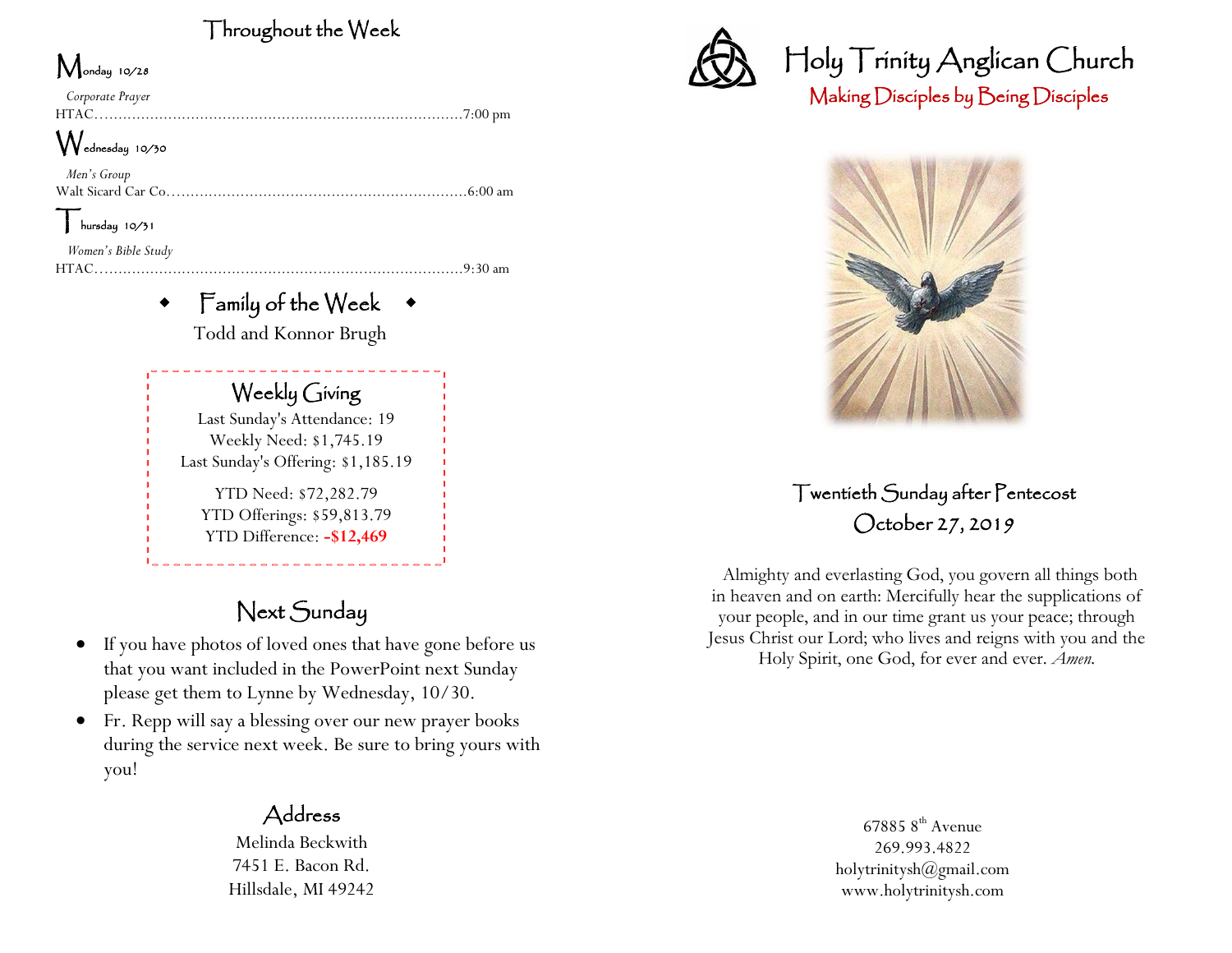## Throughout the Week

### Monday 10/28

*Corporate Prayer*
HTAC……………………………………………………………………………7:00 pm

### Wednesday 10/30

*Men's Group*
Walt Sicard Car Co……………………………………………………………6:00 am

### Thursday 10/31

*Women's Bible Study*
HTAC……………………………………………………………………………9:30 am

## ◆ Family of the Week ◆

Todd and Konnor Brugh

## Weekly Giving

Last Sunday's Attendance: 19
Weekly Need: $1,745.19
Last Sunday's Offering: $1,185.19

YTD Need: $72,282.79
YTD Offerings: $59,813.79
YTD Difference: **-$12,469**

## Next Sunday

- If you have photos of loved ones that have gone before us that you want included in the PowerPoint next Sunday please get them to Lynne by Wednesday, 10/30.
- Fr. Repp will say a blessing over our new prayer books during the service next week. Be sure to bring yours with you!

## Address

Melinda Beckwith
7451 E. Bacon Rd.
Hillsdale, MI 49242

# Holy Trinity Anglican Church

Making Disciples by Being Disciples

## Twentieth Sunday after Pentecost
## October 27, 2019

Almighty and everlasting God, you govern all things both in heaven and on earth: Mercifully hear the supplications of your people, and in our time grant us your peace; through Jesus Christ our Lord; who lives and reigns with you and the Holy Spirit, one God, for ever and ever. *Amen.*

67885 8th Avenue
269.993.4822
holytrinitysh@gmail.com
www.holytrinitysh.com